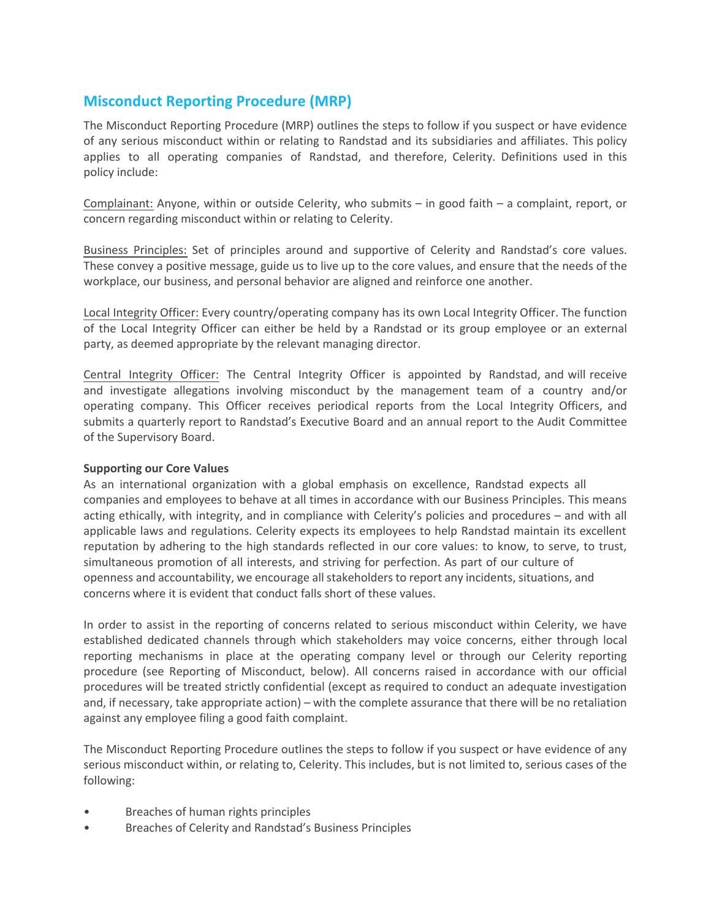## Misconduct Reporting Procedure (MRP)

The Misconduct Reporting Procedure (MRP) outlines the steps to follow if you suspect or have evidence of any serious misconduct within or relating to Randstad and its subsidiaries and affiliates. This policy applies to all operating companies of Randstad, and therefore, Celerity. Definitions used in this policy include:

Complainant: Anyone, within or outside Celerity, who submits – in good faith – a complaint, report, or concern regarding misconduct within or relating to Celerity.

Business Principles: Set of principles around and supportive of Celerity and Randstad's core values. These convey a positive message, guide us to live up to the core values, and ensure that the needs of the workplace, our business, and personal behavior are aligned and reinforce one another.

Local Integrity Officer: Every country/operating company has its own Local Integrity Officer. The function of the Local Integrity Officer can either be held by a Randstad or its group employee or an external party, as deemed appropriate by the relevant managing director.

Central Integrity Officer: The Central Integrity Officer is appointed by Randstad, and will receive and investigate allegations involving misconduct by the management team of a country and/or operating company. This Officer receives periodical reports from the Local Integrity Officers, and submits a quarterly report to Randstad's Executive Board and an annual report to the Audit Committee of the Supervisory Board.

**Supporting our Core Values**

As an international organization with a global emphasis on excellence, Randstad expects all companies and employees to behave at all times in accordance with our Business Principles. This means acting ethically, with integrity, and in compliance with Celerity's policies and procedures – and with all applicable laws and regulations. Celerity expects its employees to help Randstad maintain its excellent reputation by adhering to the high standards reflected in our core values: to know, to serve, to trust, simultaneous promotion of all interests, and striving for perfection. As part of our culture of openness and accountability, we encourage all stakeholders to report any incidents, situations, and concerns where it is evident that conduct falls short of these values.

In order to assist in the reporting of concerns related to serious misconduct within Celerity, we have established dedicated channels through which stakeholders may voice concerns, either through local reporting mechanisms in place at the operating company level or through our Celerity reporting procedure (see Reporting of Misconduct, below). All concerns raised in accordance with our official procedures will be treated strictly confidential (except as required to conduct an adequate investigation and, if necessary, take appropriate action) – with the complete assurance that there will be no retaliation against any employee filing a good faith complaint.

The Misconduct Reporting Procedure outlines the steps to follow if you suspect or have evidence of any serious misconduct within, or relating to, Celerity. This includes, but is not limited to, serious cases of the following:

- Breaches of human rights principles
- Breaches of Celerity and Randstad's Business Principles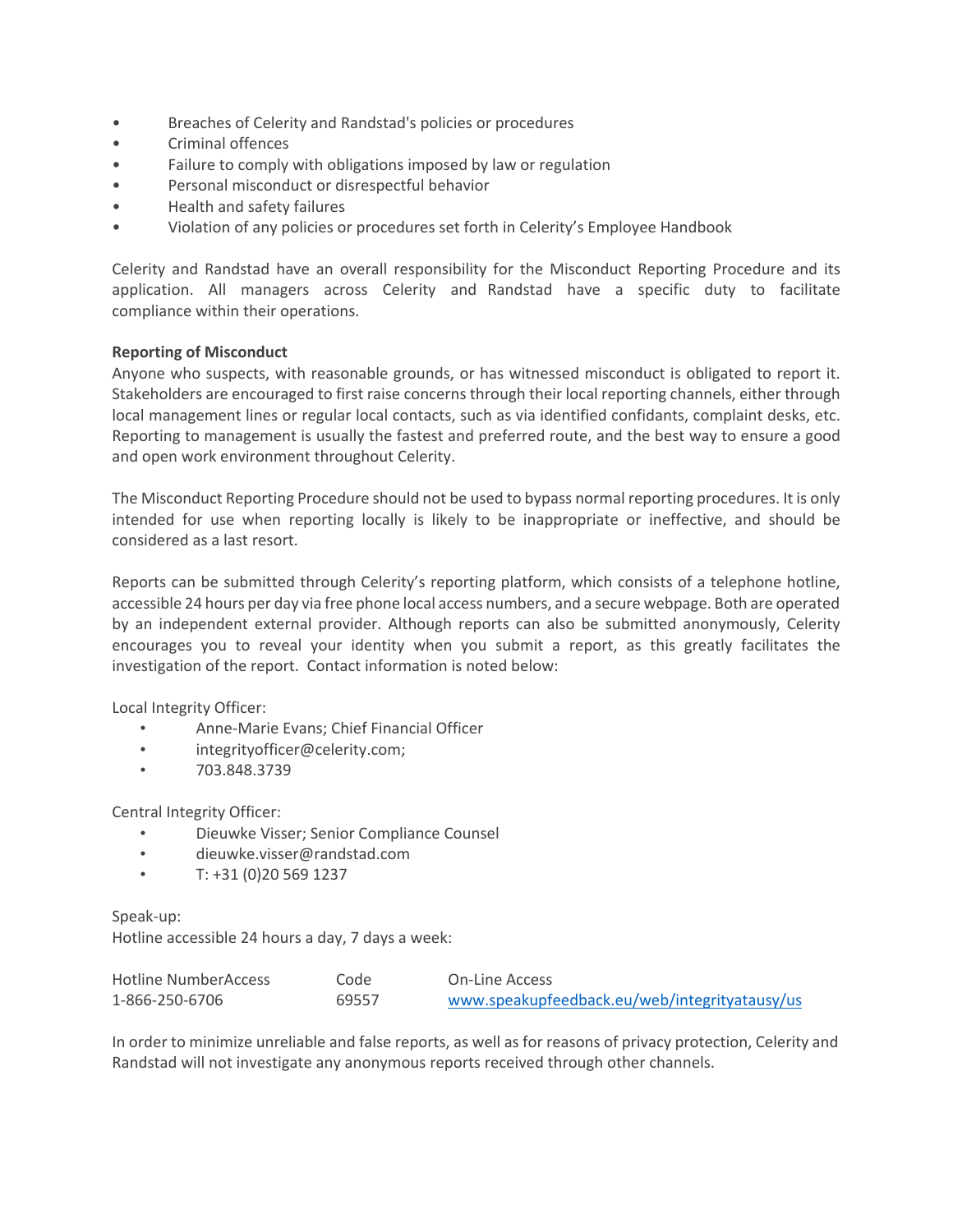- Breaches of Celerity and Randstad's policies or procedures
- Criminal offences
- Failure to comply with obligations imposed by law or regulation
- Personal misconduct or disrespectful behavior
- Health and safety failures
- Violation of any policies or procedures set forth in Celerity's Employee Handbook

Celerity and Randstad have an overall responsibility for the Misconduct Reporting Procedure and its application. All managers across Celerity and Randstad have a specific duty to facilitate compliance within their operations.

**Reporting of Misconduct**

Anyone who suspects, with reasonable grounds, or has witnessed misconduct is obligated to report it. Stakeholders are encouraged to first raise concerns through their local reporting channels, either through local management lines or regular local contacts, such as via identified confidants, complaint desks, etc. Reporting to management is usually the fastest and preferred route, and the best way to ensure a good and open work environment throughout Celerity.

The Misconduct Reporting Procedure should not be used to bypass normal reporting procedures. It is only intended for use when reporting locally is likely to be inappropriate or ineffective, and should be considered as a last resort.

Reports can be submitted through Celerity's reporting platform, which consists of a telephone hotline, accessible 24 hours per day via free phone local access numbers, and a secure webpage. Both are operated by an independent external provider. Although reports can also be submitted anonymously, Celerity encourages you to reveal your identity when you submit a report, as this greatly facilitates the investigation of the report. Contact information is noted below:

Local Integrity Officer:

- Anne-Marie Evans; Chief Financial Officer
- integrityofficer@celerity.com;
- 703.848.3739

Central Integrity Officer:

- Dieuwke Visser; Senior Compliance Counsel
- dieuwke.visser@randstad.com
- T: +31 (0)20 569 1237

Speak-up:
Hotline accessible 24 hours a day, 7 days a week:

| Hotline NumberAccess | Code | On-Line Access |
|---|---|---|
| 1-866-250-6706 | 69557 | www.speakupfeedback.eu/web/integrityatausy/us |

In order to minimize unreliable and false reports, as well as for reasons of privacy protection, Celerity and Randstad will not investigate any anonymous reports received through other channels.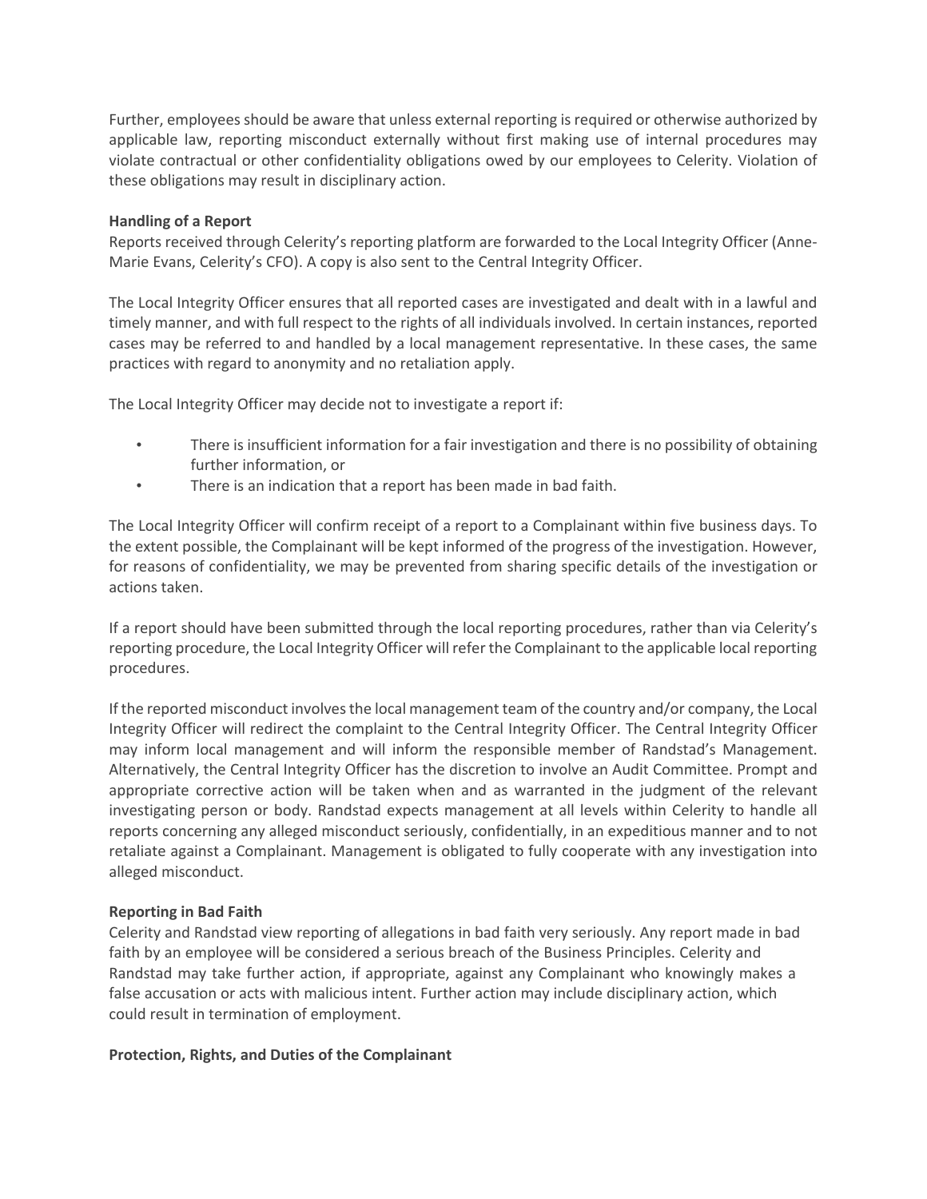Further, employees should be aware that unless external reporting is required or otherwise authorized by applicable law, reporting misconduct externally without first making use of internal procedures may violate contractual or other confidentiality obligations owed by our employees to Celerity. Violation of these obligations may result in disciplinary action.

**Handling of a Report**

Reports received through Celerity's reporting platform are forwarded to the Local Integrity Officer (Anne-Marie Evans, Celerity's CFO). A copy is also sent to the Central Integrity Officer.

The Local Integrity Officer ensures that all reported cases are investigated and dealt with in a lawful and timely manner, and with full respect to the rights of all individuals involved. In certain instances, reported cases may be referred to and handled by a local management representative. In these cases, the same practices with regard to anonymity and no retaliation apply.

The Local Integrity Officer may decide not to investigate a report if:

- There is insufficient information for a fair investigation and there is no possibility of obtaining further information, or
- There is an indication that a report has been made in bad faith.

The Local Integrity Officer will confirm receipt of a report to a Complainant within five business days. To the extent possible, the Complainant will be kept informed of the progress of the investigation. However, for reasons of confidentiality, we may be prevented from sharing specific details of the investigation or actions taken.

If a report should have been submitted through the local reporting procedures, rather than via Celerity's reporting procedure, the Local Integrity Officer will refer the Complainant to the applicable local reporting procedures.

If the reported misconduct involves the local management team of the country and/or company, the Local Integrity Officer will redirect the complaint to the Central Integrity Officer. The Central Integrity Officer may inform local management and will inform the responsible member of Randstad's Management. Alternatively, the Central Integrity Officer has the discretion to involve an Audit Committee. Prompt and appropriate corrective action will be taken when and as warranted in the judgment of the relevant investigating person or body. Randstad expects management at all levels within Celerity to handle all reports concerning any alleged misconduct seriously, confidentially, in an expeditious manner and to not retaliate against a Complainant. Management is obligated to fully cooperate with any investigation into alleged misconduct.

**Reporting in Bad Faith**

Celerity and Randstad view reporting of allegations in bad faith very seriously. Any report made in bad faith by an employee will be considered a serious breach of the Business Principles. Celerity and Randstad may take further action, if appropriate, against any Complainant who knowingly makes a false accusation or acts with malicious intent. Further action may include disciplinary action, which could result in termination of employment.

**Protection, Rights, and Duties of the Complainant**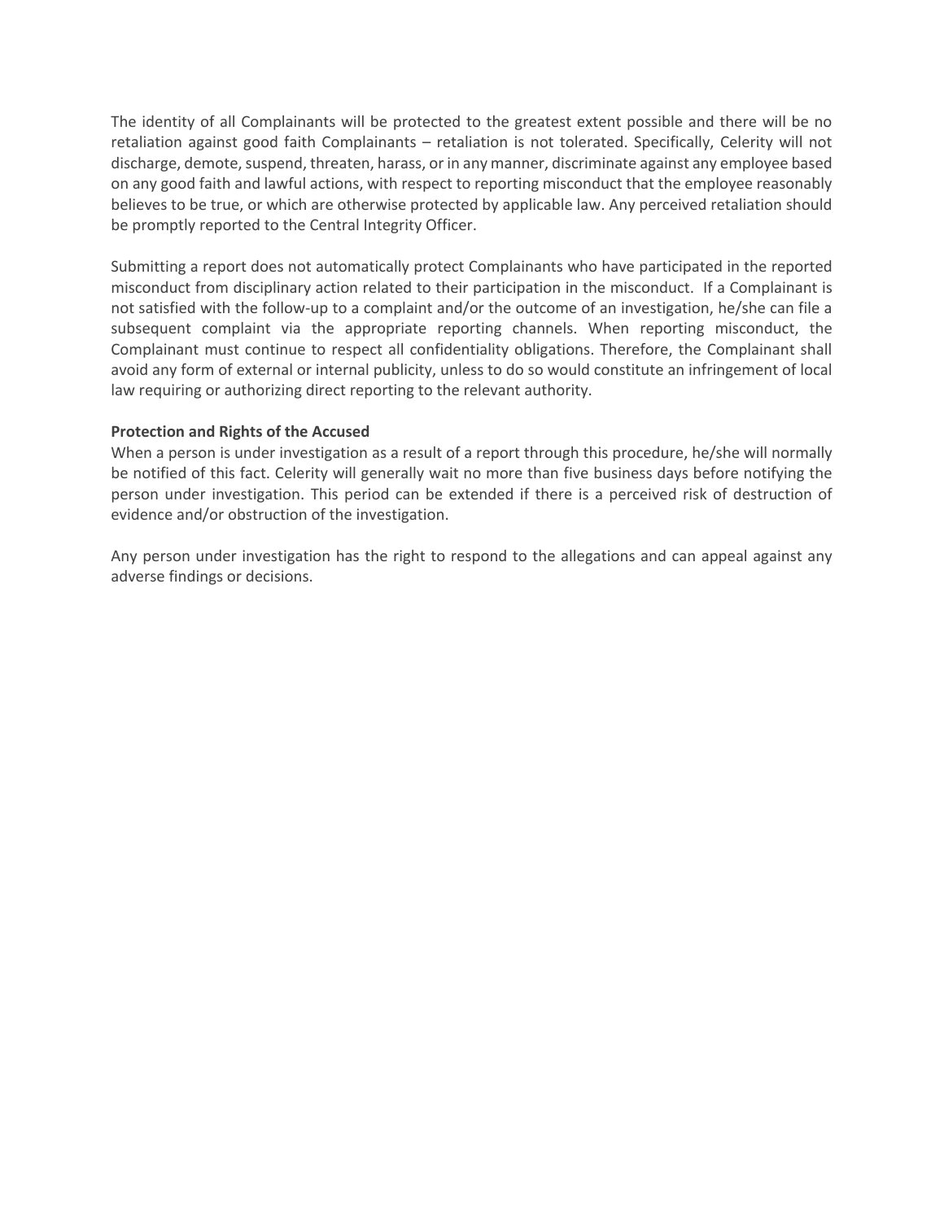The identity of all Complainants will be protected to the greatest extent possible and there will be no retaliation against good faith Complainants – retaliation is not tolerated. Specifically, Celerity will not discharge, demote, suspend, threaten, harass, or in any manner, discriminate against any employee based on any good faith and lawful actions, with respect to reporting misconduct that the employee reasonably believes to be true, or which are otherwise protected by applicable law. Any perceived retaliation should be promptly reported to the Central Integrity Officer.

Submitting a report does not automatically protect Complainants who have participated in the reported misconduct from disciplinary action related to their participation in the misconduct. If a Complainant is not satisfied with the follow-up to a complaint and/or the outcome of an investigation, he/she can file a subsequent complaint via the appropriate reporting channels. When reporting misconduct, the Complainant must continue to respect all confidentiality obligations. Therefore, the Complainant shall avoid any form of external or internal publicity, unless to do so would constitute an infringement of local law requiring or authorizing direct reporting to the relevant authority.

**Protection and Rights of the Accused**

When a person is under investigation as a result of a report through this procedure, he/she will normally be notified of this fact. Celerity will generally wait no more than five business days before notifying the person under investigation. This period can be extended if there is a perceived risk of destruction of evidence and/or obstruction of the investigation.

Any person under investigation has the right to respond to the allegations and can appeal against any adverse findings or decisions.